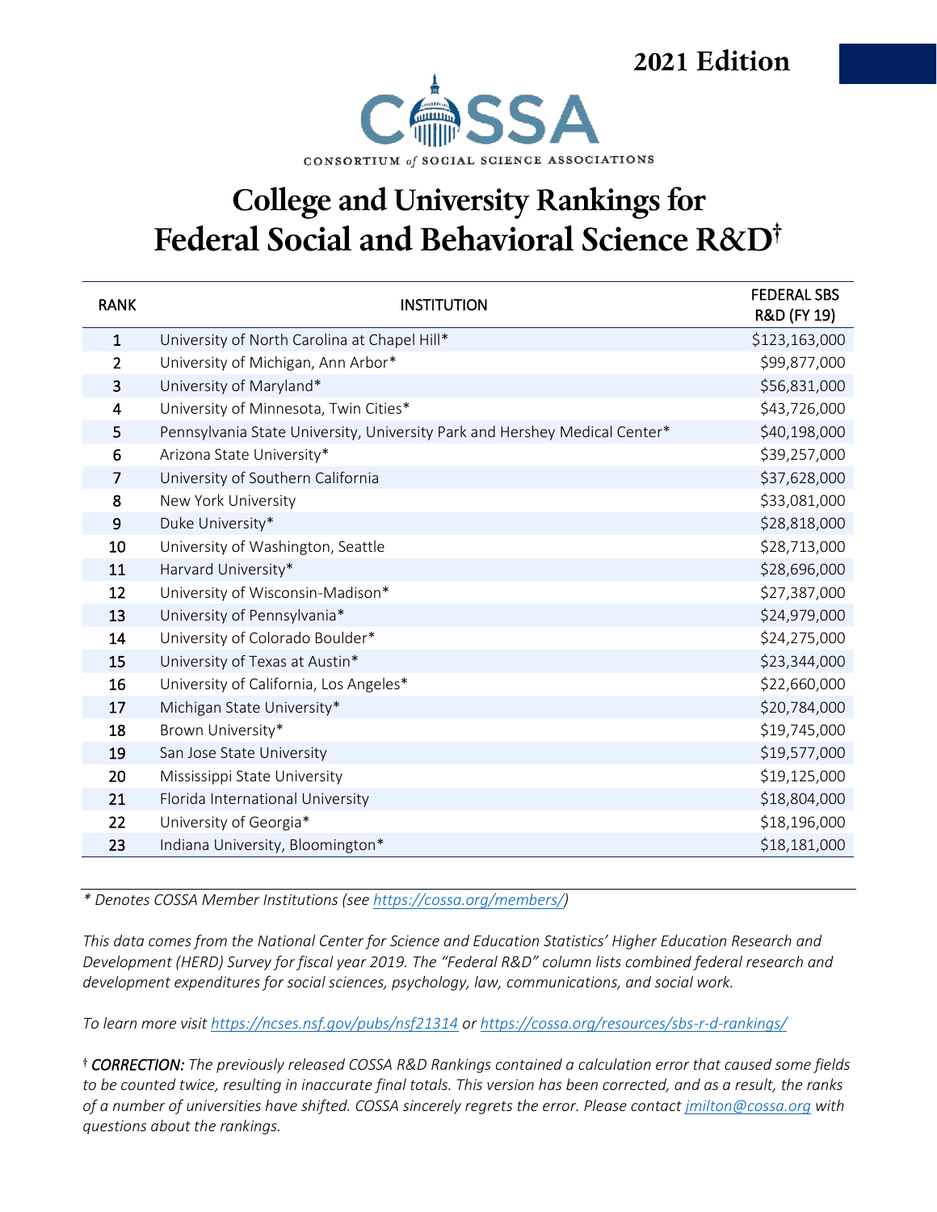2021 Edition

CONSORTIUM *of* SOCIAL SCIENCE ASSOCIATIONS

# College and University Rankings for Federal Social and Behavioral Science R&D†

| RANK | INSTITUTION | FEDERAL SBS R&D (FY 19) |
|---|---|---|
| 1 | University of North Carolina at Chapel Hill* | $123,163,000 |
| 2 | University of Michigan, Ann Arbor* | $99,877,000 |
| 3 | University of Maryland* | $56,831,000 |
| 4 | University of Minnesota, Twin Cities* | $43,726,000 |
| 5 | Pennsylvania State University, University Park and Hershey Medical Center* | $40,198,000 |
| 6 | Arizona State University* | $39,257,000 |
| 7 | University of Southern California | $37,628,000 |
| 8 | New York University | $33,081,000 |
| 9 | Duke University* | $28,818,000 |
| 10 | University of Washington, Seattle | $28,713,000 |
| 11 | Harvard University* | $28,696,000 |
| 12 | University of Wisconsin-Madison* | $27,387,000 |
| 13 | University of Pennsylvania* | $24,979,000 |
| 14 | University of Colorado Boulder* | $24,275,000 |
| 15 | University of Texas at Austin* | $23,344,000 |
| 16 | University of California, Los Angeles* | $22,660,000 |
| 17 | Michigan State University* | $20,784,000 |
| 18 | Brown University* | $19,745,000 |
| 19 | San Jose State University | $19,577,000 |
| 20 | Mississippi State University | $19,125,000 |
| 21 | Florida International University | $18,804,000 |
| 22 | University of Georgia* | $18,196,000 |
| 23 | Indiana University, Bloomington* | $18,181,000 |

*\* Denotes COSSA Member Institutions (see https://cossa.org/members/)*

*This data comes from the National Center for Science and Education Statistics' Higher Education Research and Development (HERD) Survey for fiscal year 2019. The "Federal R&D" column lists combined federal research and development expenditures for social sciences, psychology, law, communications, and social work.*

*To learn more visit https://ncses.nsf.gov/pubs/nsf21314 or https://cossa.org/resources/sbs-r-d-rankings/*

† ***CORRECTION:*** *The previously released COSSA R&D Rankings contained a calculation error that caused some fields to be counted twice, resulting in inaccurate final totals. This version has been corrected, and as a result, the ranks of a number of universities have shifted. COSSA sincerely regrets the error. Please contact jmilton@cossa.org with questions about the rankings.*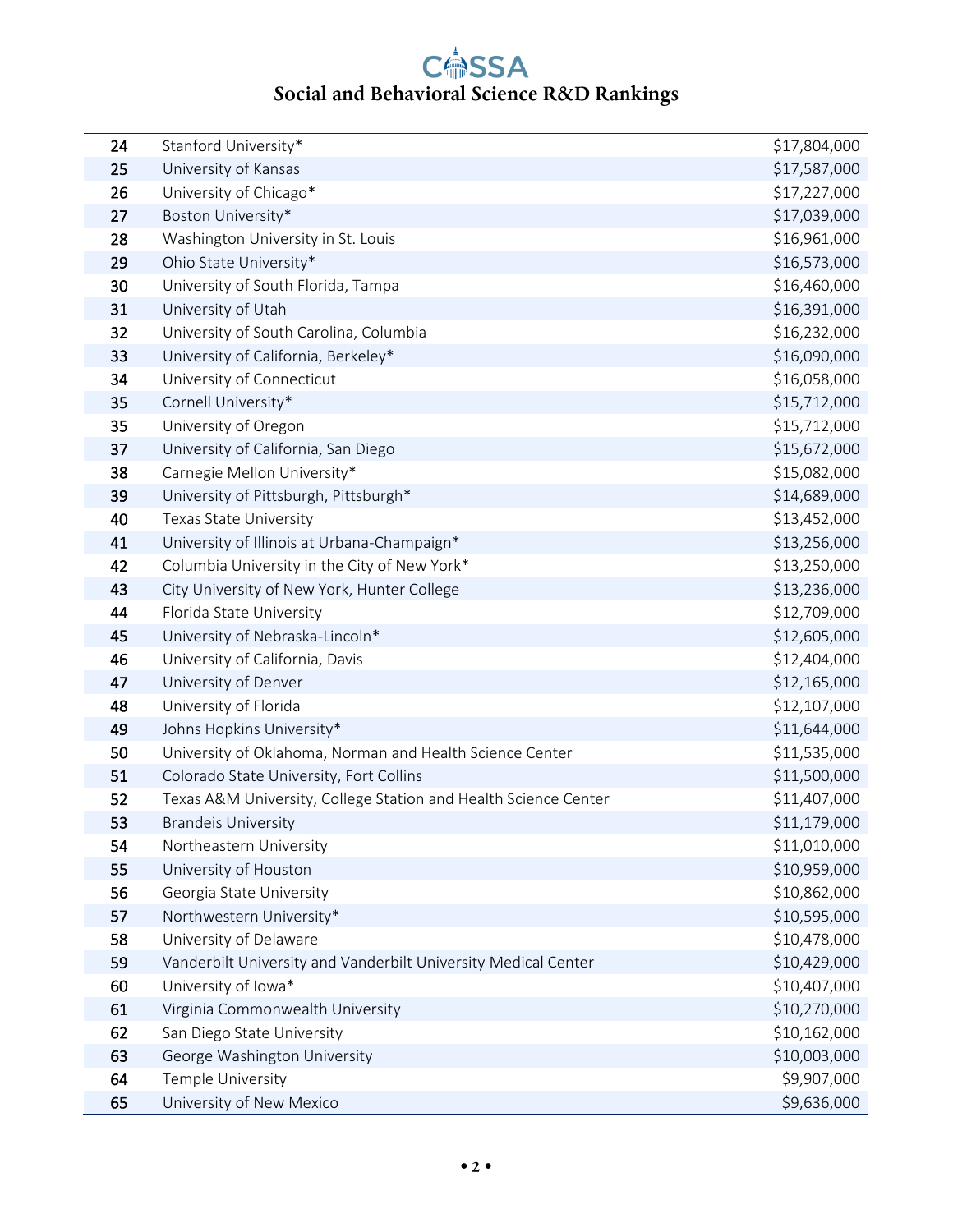| | | |
|---|---|---|
| 24 | Stanford University* | $17,804,000 |
| 25 | University of Kansas | $17,587,000 |
| 26 | University of Chicago* | $17,227,000 |
| 27 | Boston University* | $17,039,000 |
| 28 | Washington University in St. Louis | $16,961,000 |
| 29 | Ohio State University* | $16,573,000 |
| 30 | University of South Florida, Tampa | $16,460,000 |
| 31 | University of Utah | $16,391,000 |
| 32 | University of South Carolina, Columbia | $16,232,000 |
| 33 | University of California, Berkeley* | $16,090,000 |
| 34 | University of Connecticut | $16,058,000 |
| 35 | Cornell University* | $15,712,000 |
| 35 | University of Oregon | $15,712,000 |
| 37 | University of California, San Diego | $15,672,000 |
| 38 | Carnegie Mellon University* | $15,082,000 |
| 39 | University of Pittsburgh, Pittsburgh* | $14,689,000 |
| 40 | Texas State University | $13,452,000 |
| 41 | University of Illinois at Urbana-Champaign* | $13,256,000 |
| 42 | Columbia University in the City of New York* | $13,250,000 |
| 43 | City University of New York, Hunter College | $13,236,000 |
| 44 | Florida State University | $12,709,000 |
| 45 | University of Nebraska-Lincoln* | $12,605,000 |
| 46 | University of California, Davis | $12,404,000 |
| 47 | University of Denver | $12,165,000 |
| 48 | University of Florida | $12,107,000 |
| 49 | Johns Hopkins University* | $11,644,000 |
| 50 | University of Oklahoma, Norman and Health Science Center | $11,535,000 |
| 51 | Colorado State University, Fort Collins | $11,500,000 |
| 52 | Texas A&M University, College Station and Health Science Center | $11,407,000 |
| 53 | Brandeis University | $11,179,000 |
| 54 | Northeastern University | $11,010,000 |
| 55 | University of Houston | $10,959,000 |
| 56 | Georgia State University | $10,862,000 |
| 57 | Northwestern University* | $10,595,000 |
| 58 | University of Delaware | $10,478,000 |
| 59 | Vanderbilt University and Vanderbilt University Medical Center | $10,429,000 |
| 60 | University of Iowa* | $10,407,000 |
| 61 | Virginia Commonwealth University | $10,270,000 |
| 62 | San Diego State University | $10,162,000 |
| 63 | George Washington University | $10,003,000 |
| 64 | Temple University | $9,907,000 |
| 65 | University of New Mexico | $9,636,000 |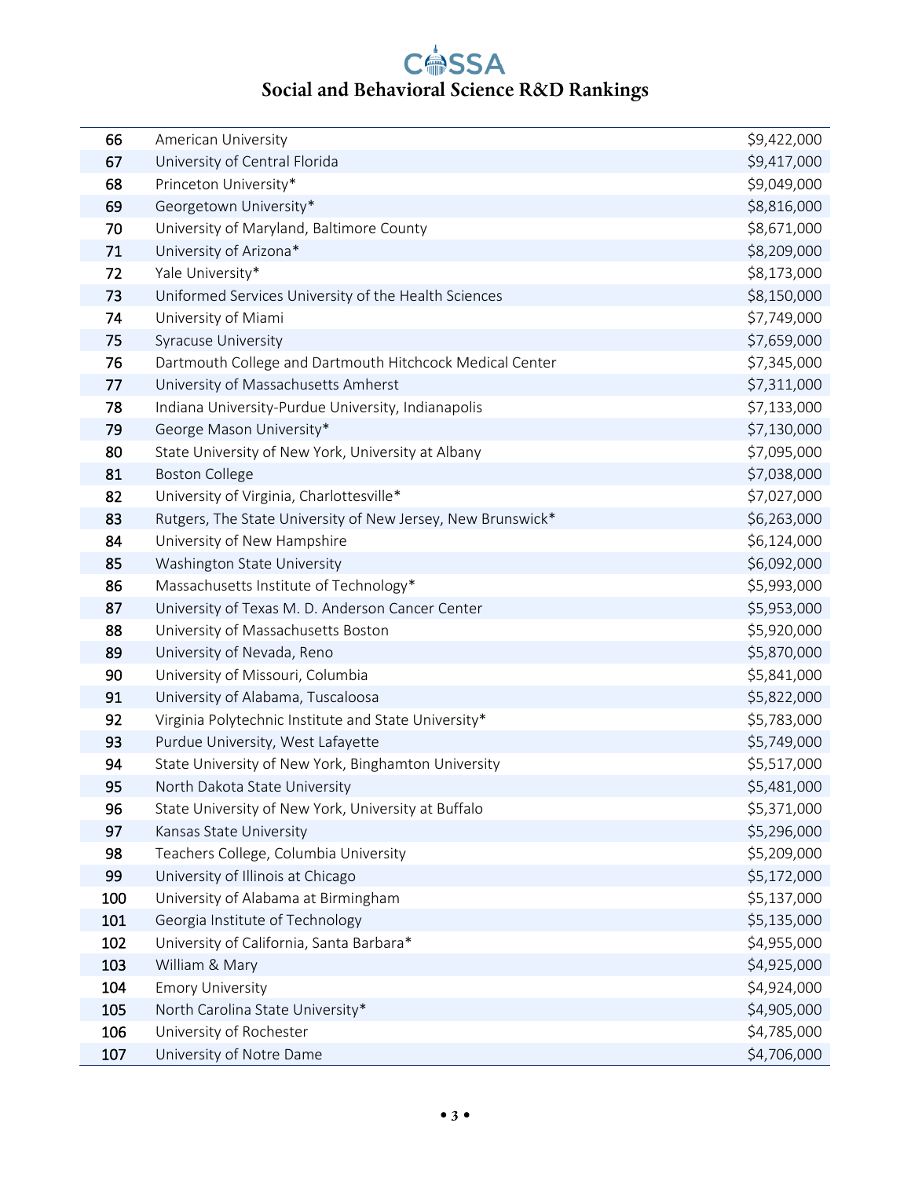| | | |
|---|---|---|
| 66 | American University | $9,422,000 |
| 67 | University of Central Florida | $9,417,000 |
| 68 | Princeton University* | $9,049,000 |
| 69 | Georgetown University* | $8,816,000 |
| 70 | University of Maryland, Baltimore County | $8,671,000 |
| 71 | University of Arizona* | $8,209,000 |
| 72 | Yale University* | $8,173,000 |
| 73 | Uniformed Services University of the Health Sciences | $8,150,000 |
| 74 | University of Miami | $7,749,000 |
| 75 | Syracuse University | $7,659,000 |
| 76 | Dartmouth College and Dartmouth Hitchcock Medical Center | $7,345,000 |
| 77 | University of Massachusetts Amherst | $7,311,000 |
| 78 | Indiana University-Purdue University, Indianapolis | $7,133,000 |
| 79 | George Mason University* | $7,130,000 |
| 80 | State University of New York, University at Albany | $7,095,000 |
| 81 | Boston College | $7,038,000 |
| 82 | University of Virginia, Charlottesville* | $7,027,000 |
| 83 | Rutgers, The State University of New Jersey, New Brunswick* | $6,263,000 |
| 84 | University of New Hampshire | $6,124,000 |
| 85 | Washington State University | $6,092,000 |
| 86 | Massachusetts Institute of Technology* | $5,993,000 |
| 87 | University of Texas M. D. Anderson Cancer Center | $5,953,000 |
| 88 | University of Massachusetts Boston | $5,920,000 |
| 89 | University of Nevada, Reno | $5,870,000 |
| 90 | University of Missouri, Columbia | $5,841,000 |
| 91 | University of Alabama, Tuscaloosa | $5,822,000 |
| 92 | Virginia Polytechnic Institute and State University* | $5,783,000 |
| 93 | Purdue University, West Lafayette | $5,749,000 |
| 94 | State University of New York, Binghamton University | $5,517,000 |
| 95 | North Dakota State University | $5,481,000 |
| 96 | State University of New York, University at Buffalo | $5,371,000 |
| 97 | Kansas State University | $5,296,000 |
| 98 | Teachers College, Columbia University | $5,209,000 |
| 99 | University of Illinois at Chicago | $5,172,000 |
| 100 | University of Alabama at Birmingham | $5,137,000 |
| 101 | Georgia Institute of Technology | $5,135,000 |
| 102 | University of California, Santa Barbara* | $4,955,000 |
| 103 | William & Mary | $4,925,000 |
| 104 | Emory University | $4,924,000 |
| 105 | North Carolina State University* | $4,905,000 |
| 106 | University of Rochester | $4,785,000 |
| 107 | University of Notre Dame | $4,706,000 |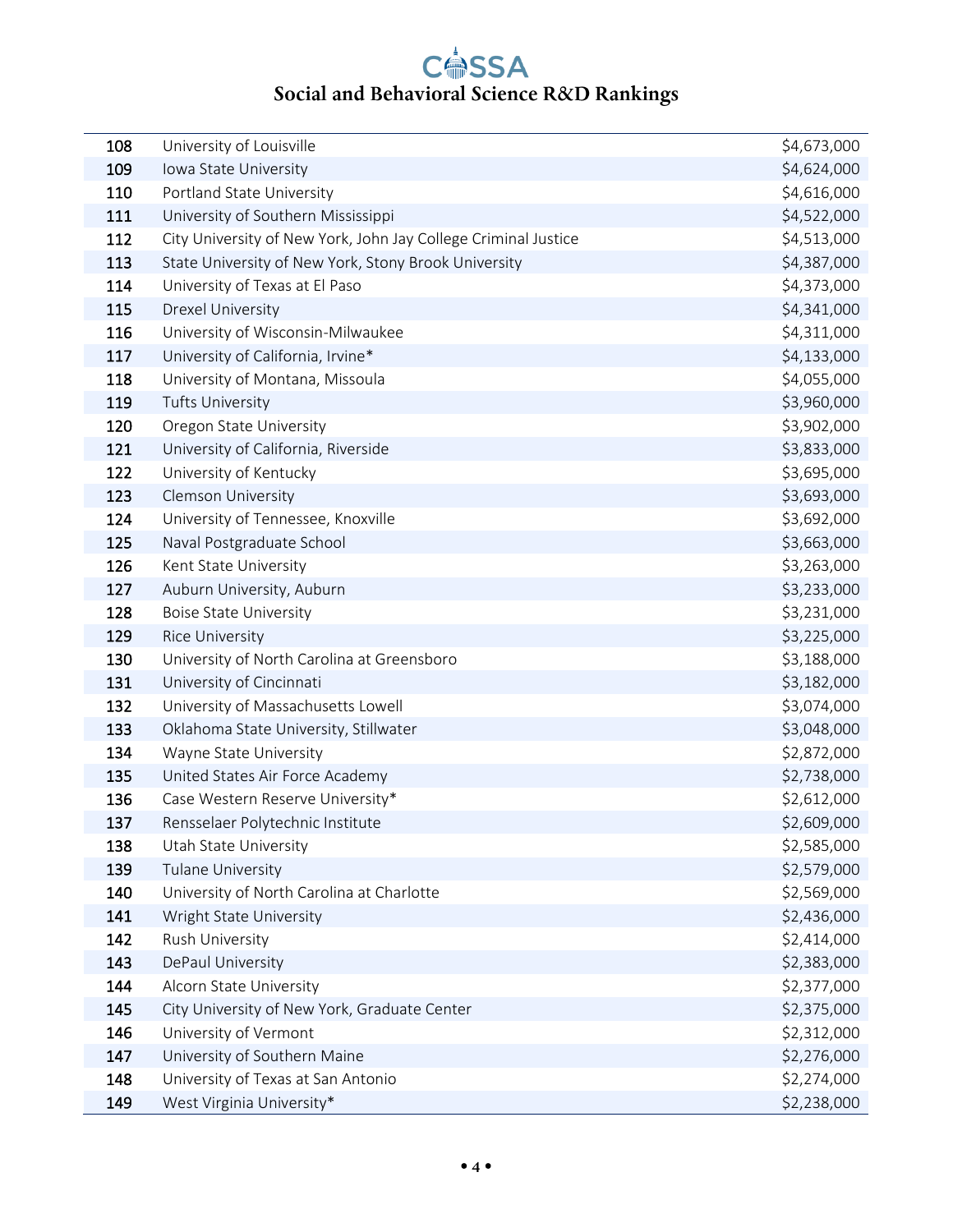| 108 | University of Louisville | $4,673,000 |
|---|---|---|
| 109 | Iowa State University | $4,624,000 |
| 110 | Portland State University | $4,616,000 |
| 111 | University of Southern Mississippi | $4,522,000 |
| 112 | City University of New York, John Jay College Criminal Justice | $4,513,000 |
| 113 | State University of New York, Stony Brook University | $4,387,000 |
| 114 | University of Texas at El Paso | $4,373,000 |
| 115 | Drexel University | $4,341,000 |
| 116 | University of Wisconsin-Milwaukee | $4,311,000 |
| 117 | University of California, Irvine* | $4,133,000 |
| 118 | University of Montana, Missoula | $4,055,000 |
| 119 | Tufts University | $3,960,000 |
| 120 | Oregon State University | $3,902,000 |
| 121 | University of California, Riverside | $3,833,000 |
| 122 | University of Kentucky | $3,695,000 |
| 123 | Clemson University | $3,693,000 |
| 124 | University of Tennessee, Knoxville | $3,692,000 |
| 125 | Naval Postgraduate School | $3,663,000 |
| 126 | Kent State University | $3,263,000 |
| 127 | Auburn University, Auburn | $3,233,000 |
| 128 | Boise State University | $3,231,000 |
| 129 | Rice University | $3,225,000 |
| 130 | University of North Carolina at Greensboro | $3,188,000 |
| 131 | University of Cincinnati | $3,182,000 |
| 132 | University of Massachusetts Lowell | $3,074,000 |
| 133 | Oklahoma State University, Stillwater | $3,048,000 |
| 134 | Wayne State University | $2,872,000 |
| 135 | United States Air Force Academy | $2,738,000 |
| 136 | Case Western Reserve University* | $2,612,000 |
| 137 | Rensselaer Polytechnic Institute | $2,609,000 |
| 138 | Utah State University | $2,585,000 |
| 139 | Tulane University | $2,579,000 |
| 140 | University of North Carolina at Charlotte | $2,569,000 |
| 141 | Wright State University | $2,436,000 |
| 142 | Rush University | $2,414,000 |
| 143 | DePaul University | $2,383,000 |
| 144 | Alcorn State University | $2,377,000 |
| 145 | City University of New York, Graduate Center | $2,375,000 |
| 146 | University of Vermont | $2,312,000 |
| 147 | University of Southern Maine | $2,276,000 |
| 148 | University of Texas at San Antonio | $2,274,000 |
| 149 | West Virginia University* | $2,238,000 |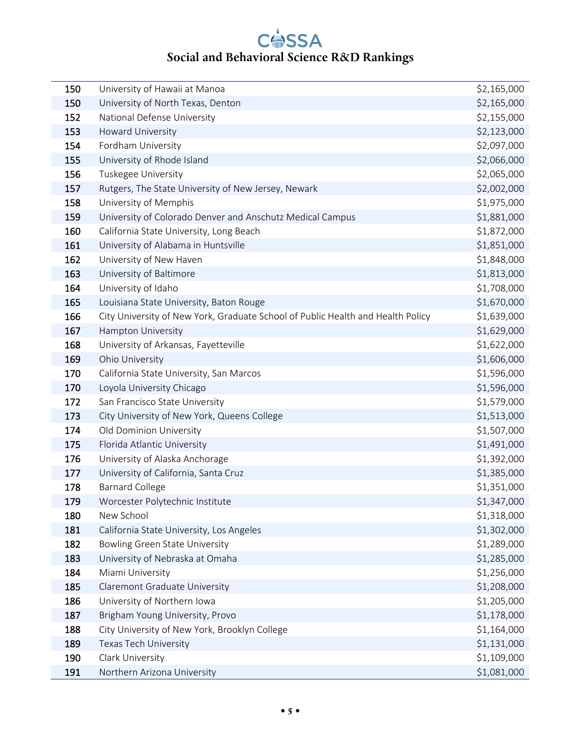| 150 | University of Hawaii at Manoa | $2,165,000 |
|---|---|---|
| 150 | University of North Texas, Denton | $2,165,000 |
| 152 | National Defense University | $2,155,000 |
| 153 | Howard University | $2,123,000 |
| 154 | Fordham University | $2,097,000 |
| 155 | University of Rhode Island | $2,066,000 |
| 156 | Tuskegee University | $2,065,000 |
| 157 | Rutgers, The State University of New Jersey, Newark | $2,002,000 |
| 158 | University of Memphis | $1,975,000 |
| 159 | University of Colorado Denver and Anschutz Medical Campus | $1,881,000 |
| 160 | California State University, Long Beach | $1,872,000 |
| 161 | University of Alabama in Huntsville | $1,851,000 |
| 162 | University of New Haven | $1,848,000 |
| 163 | University of Baltimore | $1,813,000 |
| 164 | University of Idaho | $1,708,000 |
| 165 | Louisiana State University, Baton Rouge | $1,670,000 |
| 166 | City University of New York, Graduate School of Public Health and Health Policy | $1,639,000 |
| 167 | Hampton University | $1,629,000 |
| 168 | University of Arkansas, Fayetteville | $1,622,000 |
| 169 | Ohio University | $1,606,000 |
| 170 | California State University, San Marcos | $1,596,000 |
| 170 | Loyola University Chicago | $1,596,000 |
| 172 | San Francisco State University | $1,579,000 |
| 173 | City University of New York, Queens College | $1,513,000 |
| 174 | Old Dominion University | $1,507,000 |
| 175 | Florida Atlantic University | $1,491,000 |
| 176 | University of Alaska Anchorage | $1,392,000 |
| 177 | University of California, Santa Cruz | $1,385,000 |
| 178 | Barnard College | $1,351,000 |
| 179 | Worcester Polytechnic Institute | $1,347,000 |
| 180 | New School | $1,318,000 |
| 181 | California State University, Los Angeles | $1,302,000 |
| 182 | Bowling Green State University | $1,289,000 |
| 183 | University of Nebraska at Omaha | $1,285,000 |
| 184 | Miami University | $1,256,000 |
| 185 | Claremont Graduate University | $1,208,000 |
| 186 | University of Northern Iowa | $1,205,000 |
| 187 | Brigham Young University, Provo | $1,178,000 |
| 188 | City University of New York, Brooklyn College | $1,164,000 |
| 189 | Texas Tech University | $1,131,000 |
| 190 | Clark University | $1,109,000 |
| 191 | Northern Arizona University | $1,081,000 |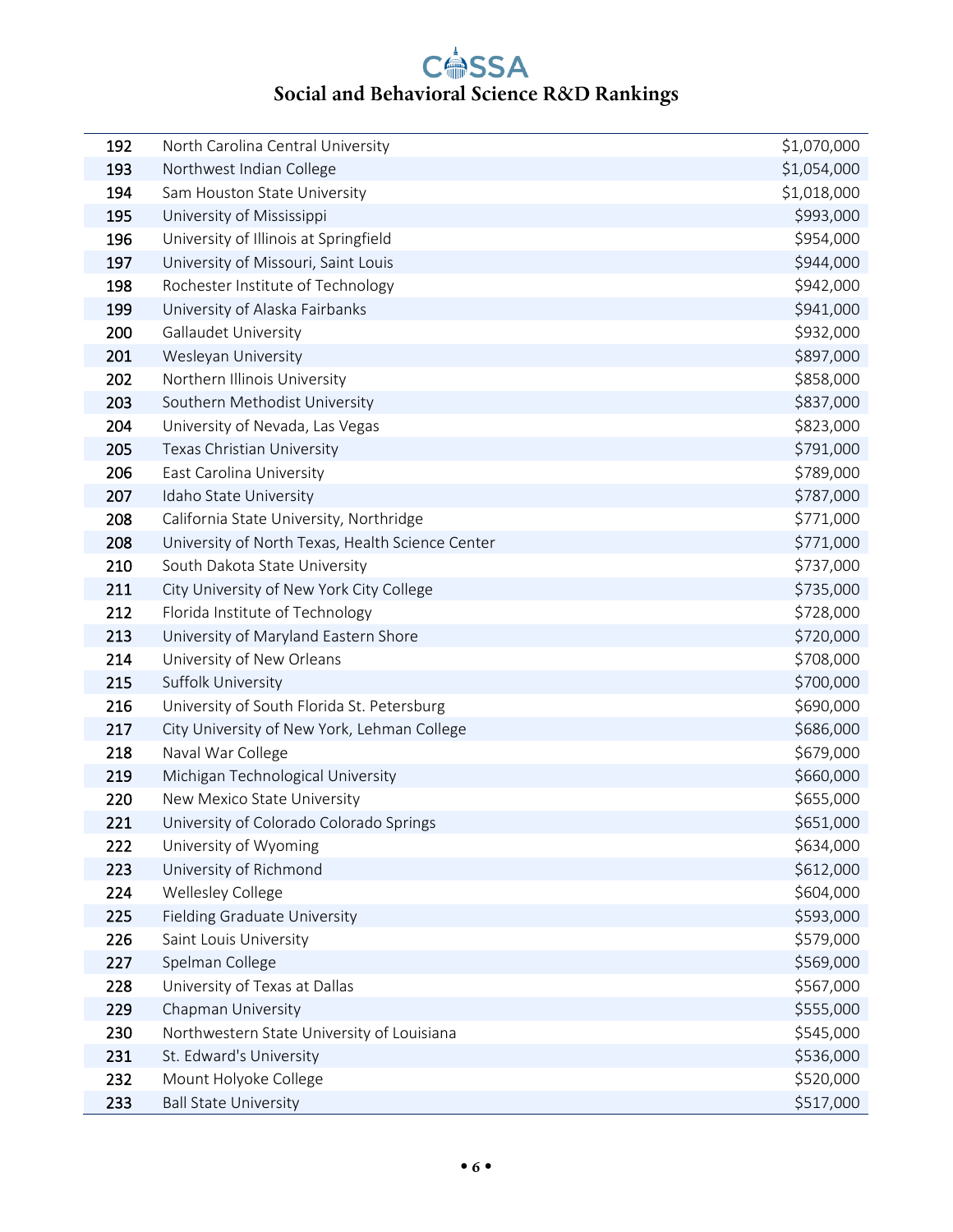| | | |
|---|---|---|
| 192 | North Carolina Central University | $1,070,000 |
| 193 | Northwest Indian College | $1,054,000 |
| 194 | Sam Houston State University | $1,018,000 |
| 195 | University of Mississippi | $993,000 |
| 196 | University of Illinois at Springfield | $954,000 |
| 197 | University of Missouri, Saint Louis | $944,000 |
| 198 | Rochester Institute of Technology | $942,000 |
| 199 | University of Alaska Fairbanks | $941,000 |
| 200 | Gallaudet University | $932,000 |
| 201 | Wesleyan University | $897,000 |
| 202 | Northern Illinois University | $858,000 |
| 203 | Southern Methodist University | $837,000 |
| 204 | University of Nevada, Las Vegas | $823,000 |
| 205 | Texas Christian University | $791,000 |
| 206 | East Carolina University | $789,000 |
| 207 | Idaho State University | $787,000 |
| 208 | California State University, Northridge | $771,000 |
| 208 | University of North Texas, Health Science Center | $771,000 |
| 210 | South Dakota State University | $737,000 |
| 211 | City University of New York City College | $735,000 |
| 212 | Florida Institute of Technology | $728,000 |
| 213 | University of Maryland Eastern Shore | $720,000 |
| 214 | University of New Orleans | $708,000 |
| 215 | Suffolk University | $700,000 |
| 216 | University of South Florida St. Petersburg | $690,000 |
| 217 | City University of New York, Lehman College | $686,000 |
| 218 | Naval War College | $679,000 |
| 219 | Michigan Technological University | $660,000 |
| 220 | New Mexico State University | $655,000 |
| 221 | University of Colorado Colorado Springs | $651,000 |
| 222 | University of Wyoming | $634,000 |
| 223 | University of Richmond | $612,000 |
| 224 | Wellesley College | $604,000 |
| 225 | Fielding Graduate University | $593,000 |
| 226 | Saint Louis University | $579,000 |
| 227 | Spelman College | $569,000 |
| 228 | University of Texas at Dallas | $567,000 |
| 229 | Chapman University | $555,000 |
| 230 | Northwestern State University of Louisiana | $545,000 |
| 231 | St. Edward's University | $536,000 |
| 232 | Mount Holyoke College | $520,000 |
| 233 | Ball State University | $517,000 |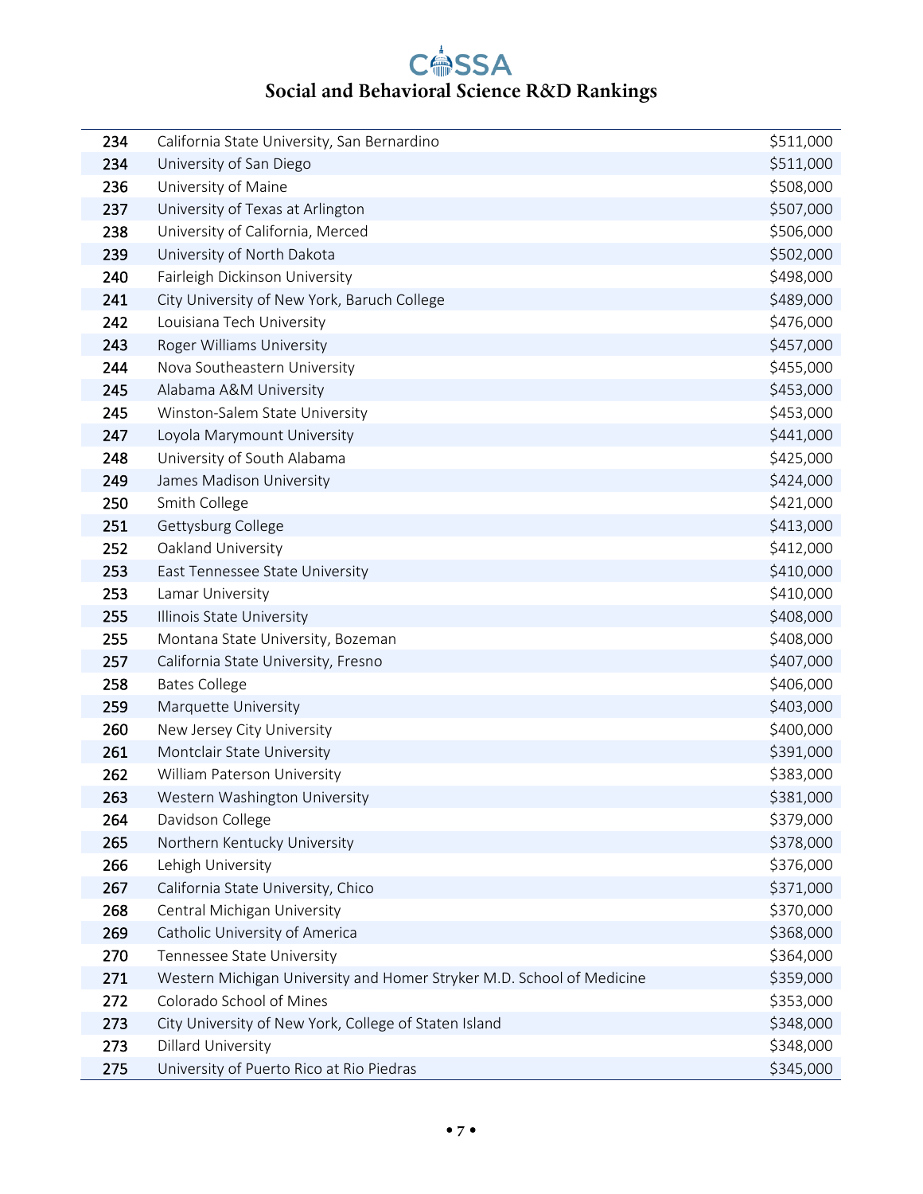| Rank | Institution | Amount |
|---|---|---|
| 234 | California State University, San Bernardino | $511,000 |
| 234 | University of San Diego | $511,000 |
| 236 | University of Maine | $508,000 |
| 237 | University of Texas at Arlington | $507,000 |
| 238 | University of California, Merced | $506,000 |
| 239 | University of North Dakota | $502,000 |
| 240 | Fairleigh Dickinson University | $498,000 |
| 241 | City University of New York, Baruch College | $489,000 |
| 242 | Louisiana Tech University | $476,000 |
| 243 | Roger Williams University | $457,000 |
| 244 | Nova Southeastern University | $455,000 |
| 245 | Alabama A&M University | $453,000 |
| 245 | Winston-Salem State University | $453,000 |
| 247 | Loyola Marymount University | $441,000 |
| 248 | University of South Alabama | $425,000 |
| 249 | James Madison University | $424,000 |
| 250 | Smith College | $421,000 |
| 251 | Gettysburg College | $413,000 |
| 252 | Oakland University | $412,000 |
| 253 | East Tennessee State University | $410,000 |
| 253 | Lamar University | $410,000 |
| 255 | Illinois State University | $408,000 |
| 255 | Montana State University, Bozeman | $408,000 |
| 257 | California State University, Fresno | $407,000 |
| 258 | Bates College | $406,000 |
| 259 | Marquette University | $403,000 |
| 260 | New Jersey City University | $400,000 |
| 261 | Montclair State University | $391,000 |
| 262 | William Paterson University | $383,000 |
| 263 | Western Washington University | $381,000 |
| 264 | Davidson College | $379,000 |
| 265 | Northern Kentucky University | $378,000 |
| 266 | Lehigh University | $376,000 |
| 267 | California State University, Chico | $371,000 |
| 268 | Central Michigan University | $370,000 |
| 269 | Catholic University of America | $368,000 |
| 270 | Tennessee State University | $364,000 |
| 271 | Western Michigan University and Homer Stryker M.D. School of Medicine | $359,000 |
| 272 | Colorado School of Mines | $353,000 |
| 273 | City University of New York, College of Staten Island | $348,000 |
| 273 | Dillard University | $348,000 |
| 275 | University of Puerto Rico at Rio Piedras | $345,000 |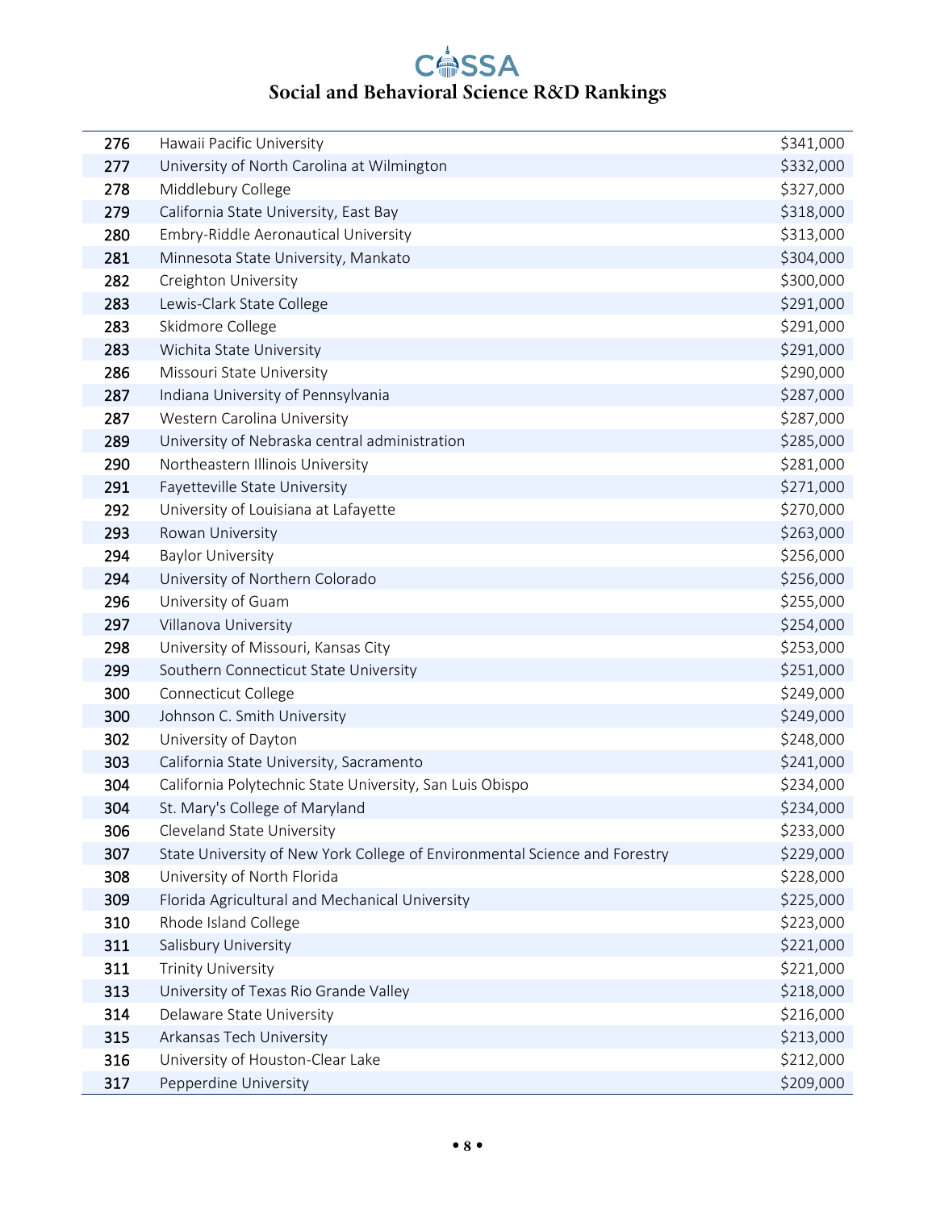| | | |
|---|---|---|
| 276 | Hawaii Pacific University | $341,000 |
| 277 | University of North Carolina at Wilmington | $332,000 |
| 278 | Middlebury College | $327,000 |
| 279 | California State University, East Bay | $318,000 |
| 280 | Embry-Riddle Aeronautical University | $313,000 |
| 281 | Minnesota State University, Mankato | $304,000 |
| 282 | Creighton University | $300,000 |
| 283 | Lewis-Clark State College | $291,000 |
| 283 | Skidmore College | $291,000 |
| 283 | Wichita State University | $291,000 |
| 286 | Missouri State University | $290,000 |
| 287 | Indiana University of Pennsylvania | $287,000 |
| 287 | Western Carolina University | $287,000 |
| 289 | University of Nebraska central administration | $285,000 |
| 290 | Northeastern Illinois University | $281,000 |
| 291 | Fayetteville State University | $271,000 |
| 292 | University of Louisiana at Lafayette | $270,000 |
| 293 | Rowan University | $263,000 |
| 294 | Baylor University | $256,000 |
| 294 | University of Northern Colorado | $256,000 |
| 296 | University of Guam | $255,000 |
| 297 | Villanova University | $254,000 |
| 298 | University of Missouri, Kansas City | $253,000 |
| 299 | Southern Connecticut State University | $251,000 |
| 300 | Connecticut College | $249,000 |
| 300 | Johnson C. Smith University | $249,000 |
| 302 | University of Dayton | $248,000 |
| 303 | California State University, Sacramento | $241,000 |
| 304 | California Polytechnic State University, San Luis Obispo | $234,000 |
| 304 | St. Mary's College of Maryland | $234,000 |
| 306 | Cleveland State University | $233,000 |
| 307 | State University of New York College of Environmental Science and Forestry | $229,000 |
| 308 | University of North Florida | $228,000 |
| 309 | Florida Agricultural and Mechanical University | $225,000 |
| 310 | Rhode Island College | $223,000 |
| 311 | Salisbury University | $221,000 |
| 311 | Trinity University | $221,000 |
| 313 | University of Texas Rio Grande Valley | $218,000 |
| 314 | Delaware State University | $216,000 |
| 315 | Arkansas Tech University | $213,000 |
| 316 | University of Houston-Clear Lake | $212,000 |
| 317 | Pepperdine University | $209,000 |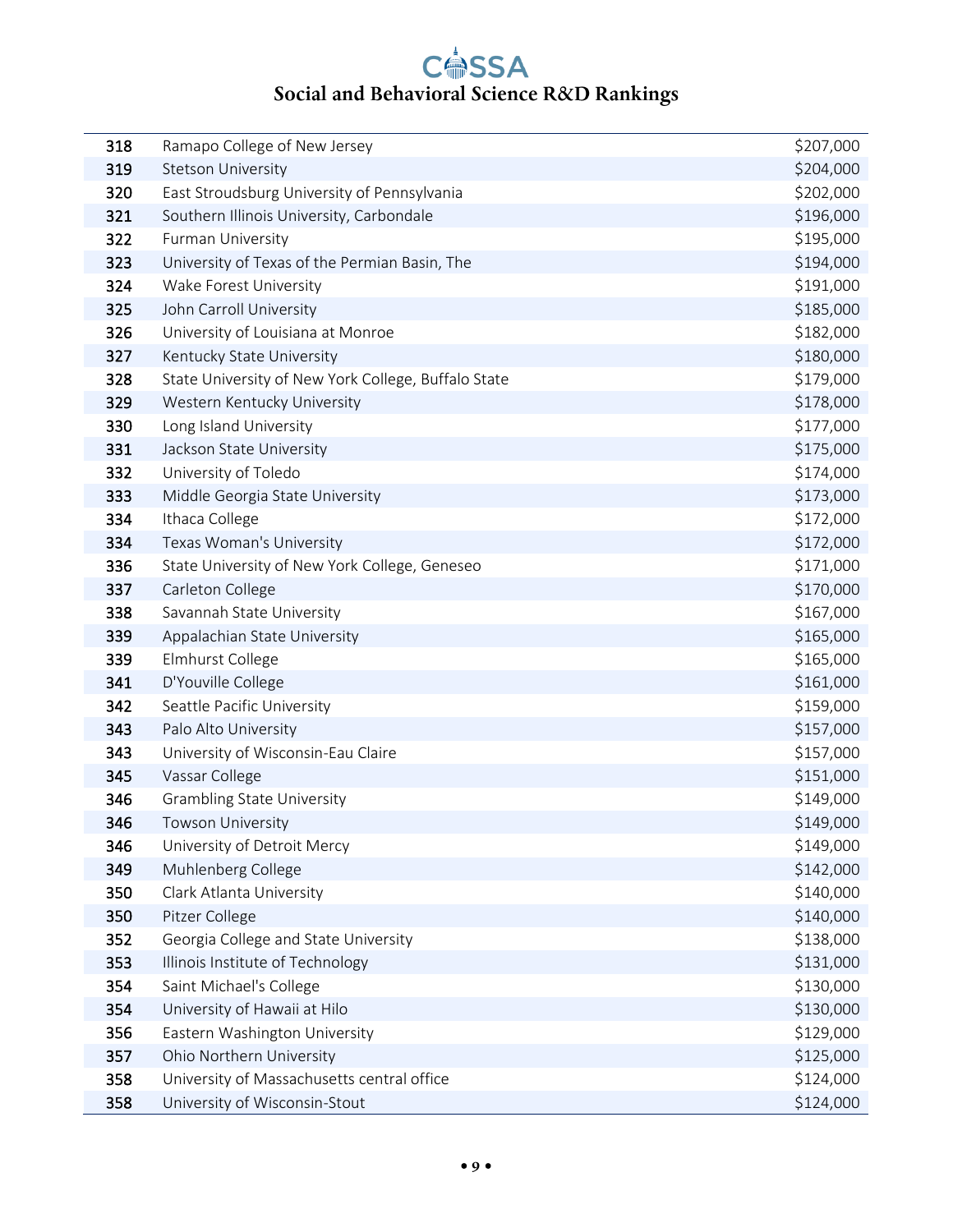# Social and Behavioral Science R&D Rankings

| | | |
|---|---|---|
| 318 | Ramapo College of New Jersey | $207,000 |
| 319 | Stetson University | $204,000 |
| 320 | East Stroudsburg University of Pennsylvania | $202,000 |
| 321 | Southern Illinois University, Carbondale | $196,000 |
| 322 | Furman University | $195,000 |
| 323 | University of Texas of the Permian Basin, The | $194,000 |
| 324 | Wake Forest University | $191,000 |
| 325 | John Carroll University | $185,000 |
| 326 | University of Louisiana at Monroe | $182,000 |
| 327 | Kentucky State University | $180,000 |
| 328 | State University of New York College, Buffalo State | $179,000 |
| 329 | Western Kentucky University | $178,000 |
| 330 | Long Island University | $177,000 |
| 331 | Jackson State University | $175,000 |
| 332 | University of Toledo | $174,000 |
| 333 | Middle Georgia State University | $173,000 |
| 334 | Ithaca College | $172,000 |
| 334 | Texas Woman's University | $172,000 |
| 336 | State University of New York College, Geneseo | $171,000 |
| 337 | Carleton College | $170,000 |
| 338 | Savannah State University | $167,000 |
| 339 | Appalachian State University | $165,000 |
| 339 | Elmhurst College | $165,000 |
| 341 | D'Youville College | $161,000 |
| 342 | Seattle Pacific University | $159,000 |
| 343 | Palo Alto University | $157,000 |
| 343 | University of Wisconsin-Eau Claire | $157,000 |
| 345 | Vassar College | $151,000 |
| 346 | Grambling State University | $149,000 |
| 346 | Towson University | $149,000 |
| 346 | University of Detroit Mercy | $149,000 |
| 349 | Muhlenberg College | $142,000 |
| 350 | Clark Atlanta University | $140,000 |
| 350 | Pitzer College | $140,000 |
| 352 | Georgia College and State University | $138,000 |
| 353 | Illinois Institute of Technology | $131,000 |
| 354 | Saint Michael's College | $130,000 |
| 354 | University of Hawaii at Hilo | $130,000 |
| 356 | Eastern Washington University | $129,000 |
| 357 | Ohio Northern University | $125,000 |
| 358 | University of Massachusetts central office | $124,000 |
| 358 | University of Wisconsin-Stout | $124,000 |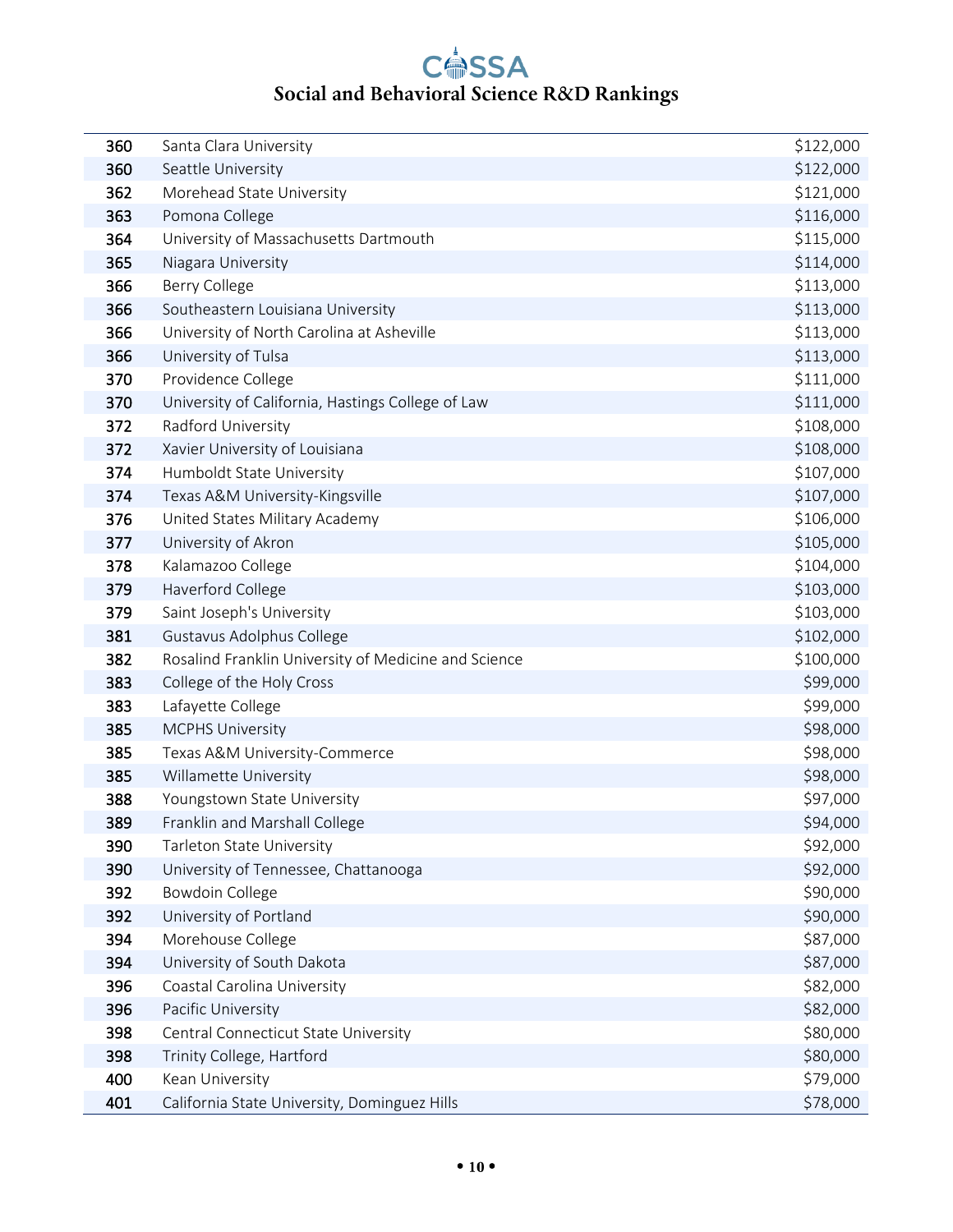| | | |
|---|---|---|
| 360 | Santa Clara University | $122,000 |
| 360 | Seattle University | $122,000 |
| 362 | Morehead State University | $121,000 |
| 363 | Pomona College | $116,000 |
| 364 | University of Massachusetts Dartmouth | $115,000 |
| 365 | Niagara University | $114,000 |
| 366 | Berry College | $113,000 |
| 366 | Southeastern Louisiana University | $113,000 |
| 366 | University of North Carolina at Asheville | $113,000 |
| 366 | University of Tulsa | $113,000 |
| 370 | Providence College | $111,000 |
| 370 | University of California, Hastings College of Law | $111,000 |
| 372 | Radford University | $108,000 |
| 372 | Xavier University of Louisiana | $108,000 |
| 374 | Humboldt State University | $107,000 |
| 374 | Texas A&M University-Kingsville | $107,000 |
| 376 | United States Military Academy | $106,000 |
| 377 | University of Akron | $105,000 |
| 378 | Kalamazoo College | $104,000 |
| 379 | Haverford College | $103,000 |
| 379 | Saint Joseph's University | $103,000 |
| 381 | Gustavus Adolphus College | $102,000 |
| 382 | Rosalind Franklin University of Medicine and Science | $100,000 |
| 383 | College of the Holy Cross | $99,000 |
| 383 | Lafayette College | $99,000 |
| 385 | MCPHS University | $98,000 |
| 385 | Texas A&M University-Commerce | $98,000 |
| 385 | Willamette University | $98,000 |
| 388 | Youngstown State University | $97,000 |
| 389 | Franklin and Marshall College | $94,000 |
| 390 | Tarleton State University | $92,000 |
| 390 | University of Tennessee, Chattanooga | $92,000 |
| 392 | Bowdoin College | $90,000 |
| 392 | University of Portland | $90,000 |
| 394 | Morehouse College | $87,000 |
| 394 | University of South Dakota | $87,000 |
| 396 | Coastal Carolina University | $82,000 |
| 396 | Pacific University | $82,000 |
| 398 | Central Connecticut State University | $80,000 |
| 398 | Trinity College, Hartford | $80,000 |
| 400 | Kean University | $79,000 |
| 401 | California State University, Dominguez Hills | $78,000 |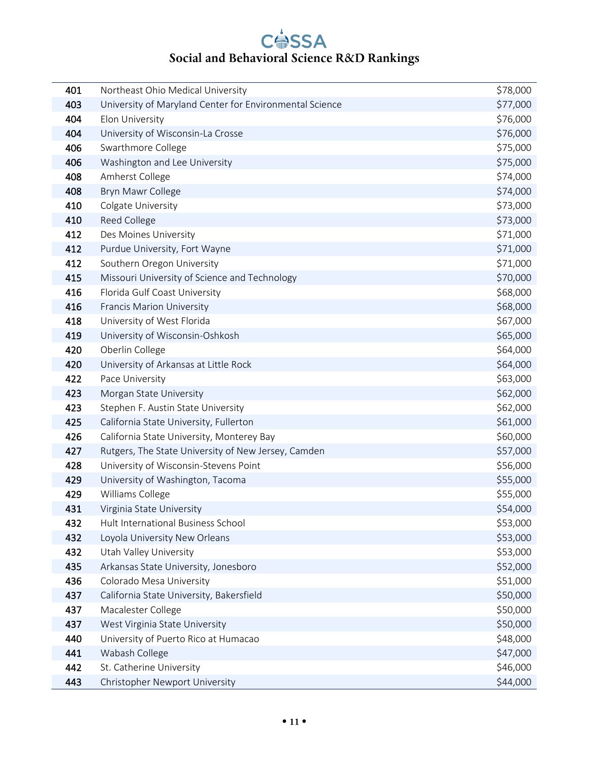| | | |
|---|---|---|
| 401 | Northeast Ohio Medical University | $78,000 |
| 403 | University of Maryland Center for Environmental Science | $77,000 |
| 404 | Elon University | $76,000 |
| 404 | University of Wisconsin-La Crosse | $76,000 |
| 406 | Swarthmore College | $75,000 |
| 406 | Washington and Lee University | $75,000 |
| 408 | Amherst College | $74,000 |
| 408 | Bryn Mawr College | $74,000 |
| 410 | Colgate University | $73,000 |
| 410 | Reed College | $73,000 |
| 412 | Des Moines University | $71,000 |
| 412 | Purdue University, Fort Wayne | $71,000 |
| 412 | Southern Oregon University | $71,000 |
| 415 | Missouri University of Science and Technology | $70,000 |
| 416 | Florida Gulf Coast University | $68,000 |
| 416 | Francis Marion University | $68,000 |
| 418 | University of West Florida | $67,000 |
| 419 | University of Wisconsin-Oshkosh | $65,000 |
| 420 | Oberlin College | $64,000 |
| 420 | University of Arkansas at Little Rock | $64,000 |
| 422 | Pace University | $63,000 |
| 423 | Morgan State University | $62,000 |
| 423 | Stephen F. Austin State University | $62,000 |
| 425 | California State University, Fullerton | $61,000 |
| 426 | California State University, Monterey Bay | $60,000 |
| 427 | Rutgers, The State University of New Jersey, Camden | $57,000 |
| 428 | University of Wisconsin-Stevens Point | $56,000 |
| 429 | University of Washington, Tacoma | $55,000 |
| 429 | Williams College | $55,000 |
| 431 | Virginia State University | $54,000 |
| 432 | Hult International Business School | $53,000 |
| 432 | Loyola University New Orleans | $53,000 |
| 432 | Utah Valley University | $53,000 |
| 435 | Arkansas State University, Jonesboro | $52,000 |
| 436 | Colorado Mesa University | $51,000 |
| 437 | California State University, Bakersfield | $50,000 |
| 437 | Macalester College | $50,000 |
| 437 | West Virginia State University | $50,000 |
| 440 | University of Puerto Rico at Humacao | $48,000 |
| 441 | Wabash College | $47,000 |
| 442 | St. Catherine University | $46,000 |
| 443 | Christopher Newport University | $44,000 |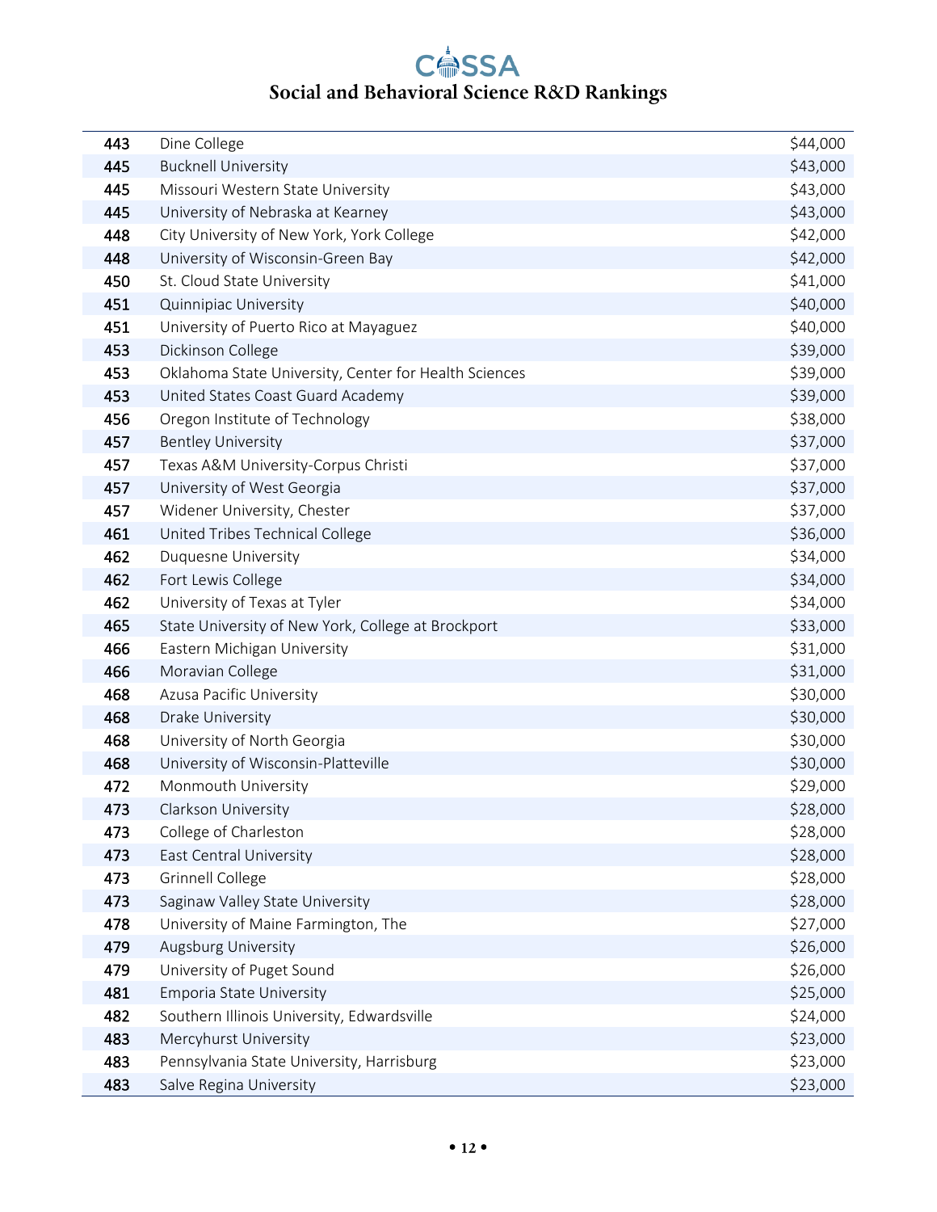| 443 | Dine College | $44,000 |
|---|---|---|
| 445 | Bucknell University | $43,000 |
| 445 | Missouri Western State University | $43,000 |
| 445 | University of Nebraska at Kearney | $43,000 |
| 448 | City University of New York, York College | $42,000 |
| 448 | University of Wisconsin-Green Bay | $42,000 |
| 450 | St. Cloud State University | $41,000 |
| 451 | Quinnipiac University | $40,000 |
| 451 | University of Puerto Rico at Mayaguez | $40,000 |
| 453 | Dickinson College | $39,000 |
| 453 | Oklahoma State University, Center for Health Sciences | $39,000 |
| 453 | United States Coast Guard Academy | $39,000 |
| 456 | Oregon Institute of Technology | $38,000 |
| 457 | Bentley University | $37,000 |
| 457 | Texas A&M University-Corpus Christi | $37,000 |
| 457 | University of West Georgia | $37,000 |
| 457 | Widener University, Chester | $37,000 |
| 461 | United Tribes Technical College | $36,000 |
| 462 | Duquesne University | $34,000 |
| 462 | Fort Lewis College | $34,000 |
| 462 | University of Texas at Tyler | $34,000 |
| 465 | State University of New York, College at Brockport | $33,000 |
| 466 | Eastern Michigan University | $31,000 |
| 466 | Moravian College | $31,000 |
| 468 | Azusa Pacific University | $30,000 |
| 468 | Drake University | $30,000 |
| 468 | University of North Georgia | $30,000 |
| 468 | University of Wisconsin-Platteville | $30,000 |
| 472 | Monmouth University | $29,000 |
| 473 | Clarkson University | $28,000 |
| 473 | College of Charleston | $28,000 |
| 473 | East Central University | $28,000 |
| 473 | Grinnell College | $28,000 |
| 473 | Saginaw Valley State University | $28,000 |
| 478 | University of Maine Farmington, The | $27,000 |
| 479 | Augsburg University | $26,000 |
| 479 | University of Puget Sound | $26,000 |
| 481 | Emporia State University | $25,000 |
| 482 | Southern Illinois University, Edwardsville | $24,000 |
| 483 | Mercyhurst University | $23,000 |
| 483 | Pennsylvania State University, Harrisburg | $23,000 |
| 483 | Salve Regina University | $23,000 |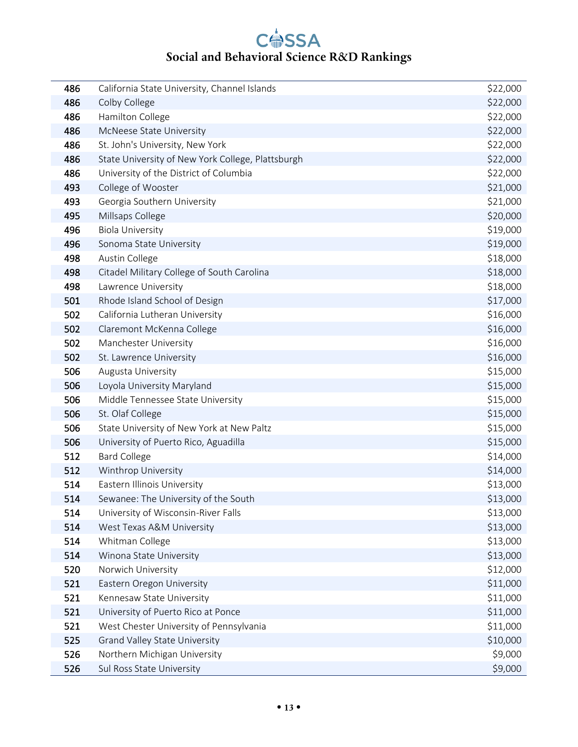| | | |
|---|---|---|
| 486 | California State University, Channel Islands | $22,000 |
| 486 | Colby College | $22,000 |
| 486 | Hamilton College | $22,000 |
| 486 | McNeese State University | $22,000 |
| 486 | St. John's University, New York | $22,000 |
| 486 | State University of New York College, Plattsburgh | $22,000 |
| 486 | University of the District of Columbia | $22,000 |
| 493 | College of Wooster | $21,000 |
| 493 | Georgia Southern University | $21,000 |
| 495 | Millsaps College | $20,000 |
| 496 | Biola University | $19,000 |
| 496 | Sonoma State University | $19,000 |
| 498 | Austin College | $18,000 |
| 498 | Citadel Military College of South Carolina | $18,000 |
| 498 | Lawrence University | $18,000 |
| 501 | Rhode Island School of Design | $17,000 |
| 502 | California Lutheran University | $16,000 |
| 502 | Claremont McKenna College | $16,000 |
| 502 | Manchester University | $16,000 |
| 502 | St. Lawrence University | $16,000 |
| 506 | Augusta University | $15,000 |
| 506 | Loyola University Maryland | $15,000 |
| 506 | Middle Tennessee State University | $15,000 |
| 506 | St. Olaf College | $15,000 |
| 506 | State University of New York at New Paltz | $15,000 |
| 506 | University of Puerto Rico, Aguadilla | $15,000 |
| 512 | Bard College | $14,000 |
| 512 | Winthrop University | $14,000 |
| 514 | Eastern Illinois University | $13,000 |
| 514 | Sewanee: The University of the South | $13,000 |
| 514 | University of Wisconsin-River Falls | $13,000 |
| 514 | West Texas A&M University | $13,000 |
| 514 | Whitman College | $13,000 |
| 514 | Winona State University | $13,000 |
| 520 | Norwich University | $12,000 |
| 521 | Eastern Oregon University | $11,000 |
| 521 | Kennesaw State University | $11,000 |
| 521 | University of Puerto Rico at Ponce | $11,000 |
| 521 | West Chester University of Pennsylvania | $11,000 |
| 525 | Grand Valley State University | $10,000 |
| 526 | Northern Michigan University | $9,000 |
| 526 | Sul Ross State University | $9,000 |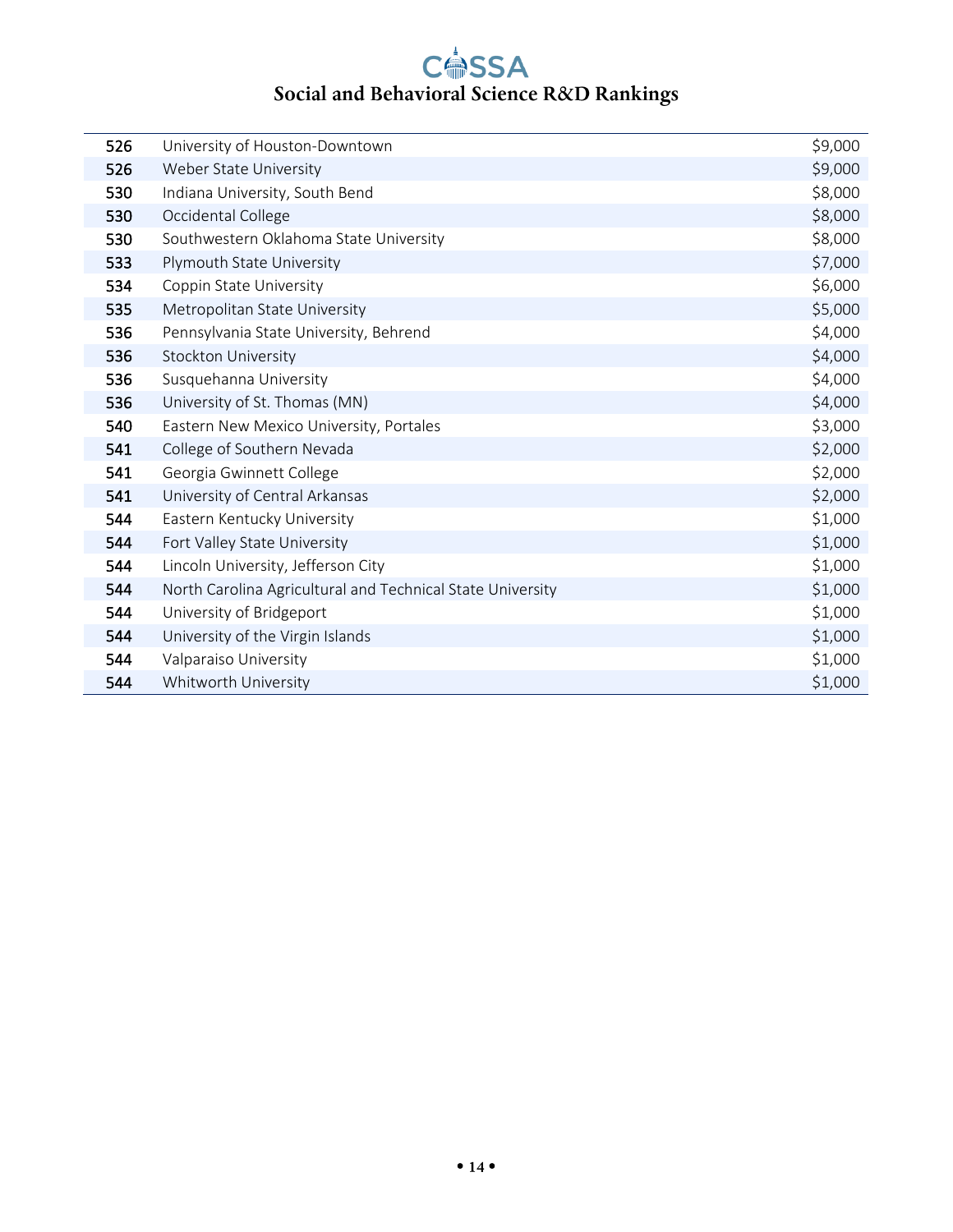| | | |
|---|---|---|
| 526 | University of Houston-Downtown | $9,000 |
| 526 | Weber State University | $9,000 |
| 530 | Indiana University, South Bend | $8,000 |
| 530 | Occidental College | $8,000 |
| 530 | Southwestern Oklahoma State University | $8,000 |
| 533 | Plymouth State University | $7,000 |
| 534 | Coppin State University | $6,000 |
| 535 | Metropolitan State University | $5,000 |
| 536 | Pennsylvania State University, Behrend | $4,000 |
| 536 | Stockton University | $4,000 |
| 536 | Susquehanna University | $4,000 |
| 536 | University of St. Thomas (MN) | $4,000 |
| 540 | Eastern New Mexico University, Portales | $3,000 |
| 541 | College of Southern Nevada | $2,000 |
| 541 | Georgia Gwinnett College | $2,000 |
| 541 | University of Central Arkansas | $2,000 |
| 544 | Eastern Kentucky University | $1,000 |
| 544 | Fort Valley State University | $1,000 |
| 544 | Lincoln University, Jefferson City | $1,000 |
| 544 | North Carolina Agricultural and Technical State University | $1,000 |
| 544 | University of Bridgeport | $1,000 |
| 544 | University of the Virgin Islands | $1,000 |
| 544 | Valparaiso University | $1,000 |
| 544 | Whitworth University | $1,000 |